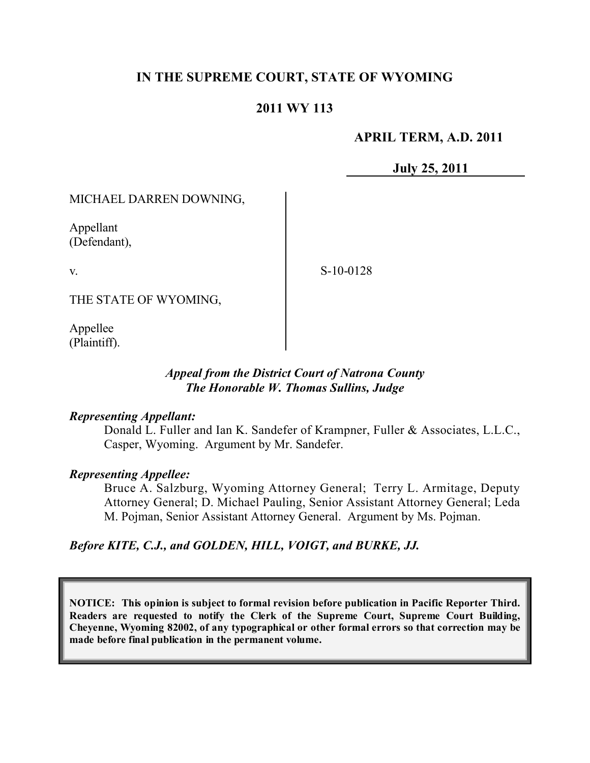# IN THE SUPREME COURT, STATE OF WYOMING

## 2011 WY 113

**APRIL TERM, A.D. 2011**

**July 25, 2011**

| | | |
|---|---|---|
| MICHAEL DARREN DOWNING,<br><br>Appellant<br>(Defendant),<br><br>v.<br><br>THE STATE OF WYOMING,<br><br>Appellee<br>(Plaintiff). | | S-10-0128 |

***Appeal from the District Court of Natrona County***
***The Honorable W. Thomas Sullins, Judge***

***Representing Appellant:***

Donald L. Fuller and Ian K. Sandefer of Krampner, Fuller & Associates, L.L.C., Casper, Wyoming. Argument by Mr. Sandefer.

***Representing Appellee:***

Bruce A. Salzburg, Wyoming Attorney General; Terry L. Armitage, Deputy Attorney General; D. Michael Pauling, Senior Assistant Attorney General; Leda M. Pojman, Senior Assistant Attorney General. Argument by Ms. Pojman.

***Before KITE, C.J., and GOLDEN, HILL, VOIGT, and BURKE, JJ.***

**NOTICE: This opinion is subject to formal revision before publication in Pacific Reporter Third. Readers are requested to notify the Clerk of the Supreme Court, Supreme Court Building, Cheyenne, Wyoming 82002, of any typographical or other formal errors so that correction may be made before final publication in the permanent volume.**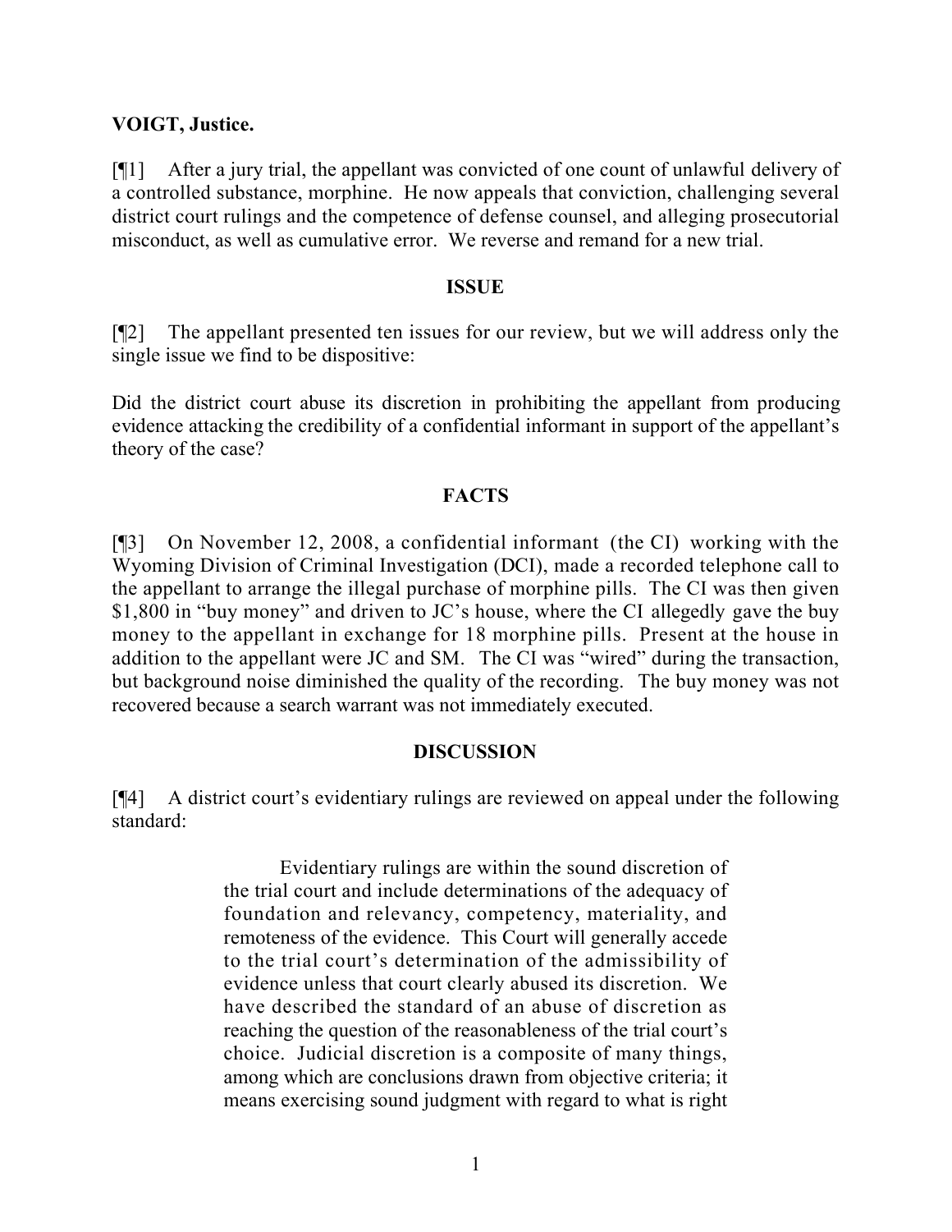**VOIGT, Justice.**

[¶1] After a jury trial, the appellant was convicted of one count of unlawful delivery of a controlled substance, morphine. He now appeals that conviction, challenging several district court rulings and the competence of defense counsel, and alleging prosecutorial misconduct, as well as cumulative error. We reverse and remand for a new trial.

## ISSUE

[¶2] The appellant presented ten issues for our review, but we will address only the single issue we find to be dispositive:

Did the district court abuse its discretion in prohibiting the appellant from producing evidence attacking the credibility of a confidential informant in support of the appellant's theory of the case?

## FACTS

[¶3] On November 12, 2008, a confidential informant (the CI) working with the Wyoming Division of Criminal Investigation (DCI), made a recorded telephone call to the appellant to arrange the illegal purchase of morphine pills. The CI was then given $1,800 in "buy money" and driven to JC's house, where the CI allegedly gave the buy money to the appellant in exchange for 18 morphine pills. Present at the house in addition to the appellant were JC and SM. The CI was "wired" during the transaction, but background noise diminished the quality of the recording. The buy money was not recovered because a search warrant was not immediately executed.

## DISCUSSION

[¶4] A district court's evidentiary rulings are reviewed on appeal under the following standard:

> Evidentiary rulings are within the sound discretion of the trial court and include determinations of the adequacy of foundation and relevancy, competency, materiality, and remoteness of the evidence. This Court will generally accede to the trial court's determination of the admissibility of evidence unless that court clearly abused its discretion. We have described the standard of an abuse of discretion as reaching the question of the reasonableness of the trial court's choice. Judicial discretion is a composite of many things, among which are conclusions drawn from objective criteria; it means exercising sound judgment with regard to what is right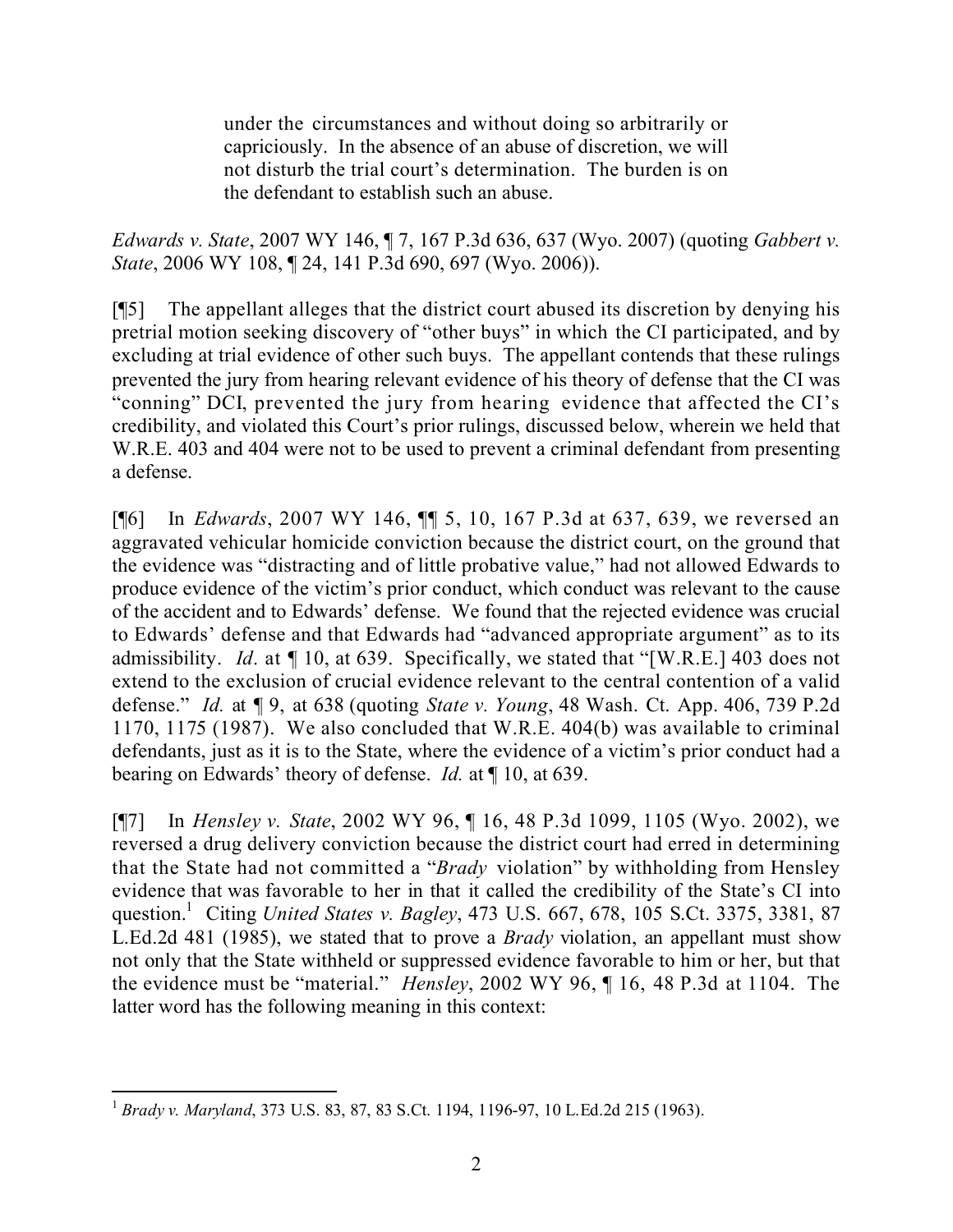> under the circumstances and without doing so arbitrarily or capriciously. In the absence of an abuse of discretion, we will not disturb the trial court's determination. The burden is on the defendant to establish such an abuse.

*Edwards v. State*, 2007 WY 146, ¶ 7, 167 P.3d 636, 637 (Wyo. 2007) (quoting *Gabbert v. State*, 2006 WY 108, ¶ 24, 141 P.3d 690, 697 (Wyo. 2006)).

[¶5] The appellant alleges that the district court abused its discretion by denying his pretrial motion seeking discovery of "other buys" in which the CI participated, and by excluding at trial evidence of other such buys. The appellant contends that these rulings prevented the jury from hearing relevant evidence of his theory of defense that the CI was "conning" DCI, prevented the jury from hearing evidence that affected the CI's credibility, and violated this Court's prior rulings, discussed below, wherein we held that W.R.E. 403 and 404 were not to be used to prevent a criminal defendant from presenting a defense.

[¶6] In *Edwards*, 2007 WY 146, ¶¶ 5, 10, 167 P.3d at 637, 639, we reversed an aggravated vehicular homicide conviction because the district court, on the ground that the evidence was "distracting and of little probative value," had not allowed Edwards to produce evidence of the victim's prior conduct, which conduct was relevant to the cause of the accident and to Edwards' defense. We found that the rejected evidence was crucial to Edwards' defense and that Edwards had "advanced appropriate argument" as to its admissibility. *Id*. at ¶ 10, at 639. Specifically, we stated that "[W.R.E.] 403 does not extend to the exclusion of crucial evidence relevant to the central contention of a valid defense." *Id.* at ¶ 9, at 638 (quoting *State v. Young*, 48 Wash. Ct. App. 406, 739 P.2d 1170, 1175 (1987). We also concluded that W.R.E. 404(b) was available to criminal defendants, just as it is to the State, where the evidence of a victim's prior conduct had a bearing on Edwards' theory of defense. *Id.* at ¶ 10, at 639.

[¶7] In *Hensley v. State*, 2002 WY 96, ¶ 16, 48 P.3d 1099, 1105 (Wyo. 2002), we reversed a drug delivery conviction because the district court had erred in determining that the State had not committed a "*Brady* violation" by withholding from Hensley evidence that was favorable to her in that it called the credibility of the State's CI into question.[1] Citing *United States v. Bagley*, 473 U.S. 667, 678, 105 S.Ct. 3375, 3381, 87 L.Ed.2d 481 (1985), we stated that to prove a *Brady* violation, an appellant must show not only that the State withheld or suppressed evidence favorable to him or her, but that the evidence must be "material." *Hensley*, 2002 WY 96, ¶ 16, 48 P.3d at 1104. The latter word has the following meaning in this context:

---

[1] *Brady v. Maryland*, 373 U.S. 83, 87, 83 S.Ct. 1194, 1196-97, 10 L.Ed.2d 215 (1963).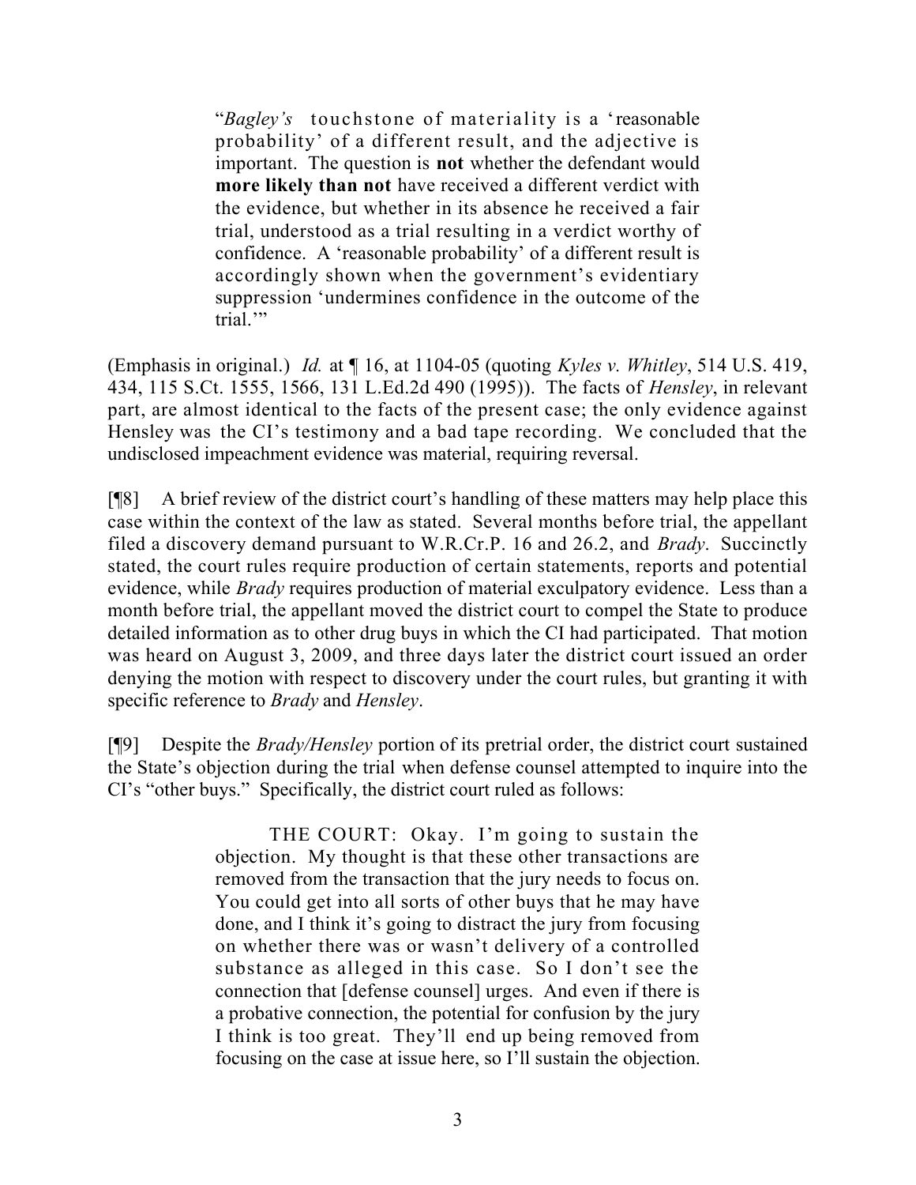> "*Bagley's* touchstone of materiality is a 'reasonable probability' of a different result, and the adjective is important. The question is **not** whether the defendant would **more likely than not** have received a different verdict with the evidence, but whether in its absence he received a fair trial, understood as a trial resulting in a verdict worthy of confidence. A 'reasonable probability' of a different result is accordingly shown when the government's evidentiary suppression 'undermines confidence in the outcome of the trial.'"

(Emphasis in original.) *Id.* at ¶ 16, at 1104-05 (quoting *Kyles v. Whitley*, 514 U.S. 419, 434, 115 S.Ct. 1555, 1566, 131 L.Ed.2d 490 (1995)). The facts of *Hensley*, in relevant part, are almost identical to the facts of the present case; the only evidence against Hensley was the CI's testimony and a bad tape recording. We concluded that the undisclosed impeachment evidence was material, requiring reversal.

[¶8] A brief review of the district court's handling of these matters may help place this case within the context of the law as stated. Several months before trial, the appellant filed a discovery demand pursuant to W.R.Cr.P. 16 and 26.2, and *Brady*. Succinctly stated, the court rules require production of certain statements, reports and potential evidence, while *Brady* requires production of material exculpatory evidence. Less than a month before trial, the appellant moved the district court to compel the State to produce detailed information as to other drug buys in which the CI had participated. That motion was heard on August 3, 2009, and three days later the district court issued an order denying the motion with respect to discovery under the court rules, but granting it with specific reference to *Brady* and *Hensley*.

[¶9] Despite the *Brady/Hensley* portion of its pretrial order, the district court sustained the State's objection during the trial when defense counsel attempted to inquire into the CI's "other buys." Specifically, the district court ruled as follows:

> THE COURT: Okay. I'm going to sustain the objection. My thought is that these other transactions are removed from the transaction that the jury needs to focus on. You could get into all sorts of other buys that he may have done, and I think it's going to distract the jury from focusing on whether there was or wasn't delivery of a controlled substance as alleged in this case. So I don't see the connection that [defense counsel] urges. And even if there is a probative connection, the potential for confusion by the jury I think is too great. They'll end up being removed from focusing on the case at issue here, so I'll sustain the objection.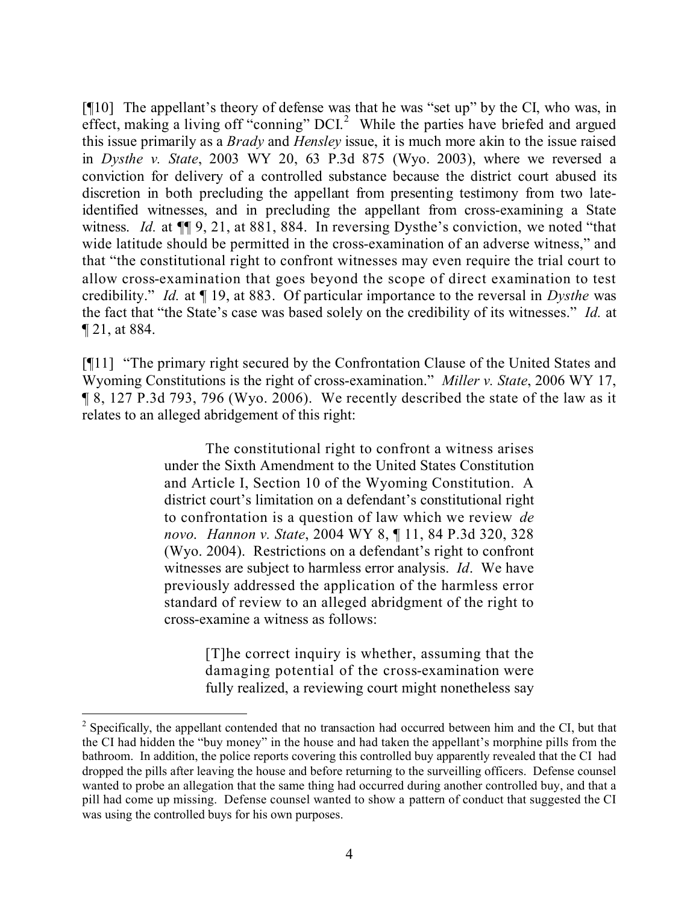[¶10] The appellant's theory of defense was that he was "set up" by the CI, who was, in effect, making a living off "conning" DCI.[2] While the parties have briefed and argued this issue primarily as a *Brady* and *Hensley* issue, it is much more akin to the issue raised in *Dysthe v. State*, 2003 WY 20, 63 P.3d 875 (Wyo. 2003), where we reversed a conviction for delivery of a controlled substance because the district court abused its discretion in both precluding the appellant from presenting testimony from two late-identified witnesses, and in precluding the appellant from cross-examining a State witness. *Id.* at ¶¶ 9, 21, at 881, 884. In reversing Dysthe's conviction, we noted "that wide latitude should be permitted in the cross-examination of an adverse witness," and that "the constitutional right to confront witnesses may even require the trial court to allow cross-examination that goes beyond the scope of direct examination to test credibility." *Id.* at ¶ 19, at 883. Of particular importance to the reversal in *Dysthe* was the fact that "the State's case was based solely on the credibility of its witnesses." *Id.* at ¶ 21, at 884.

[¶11] "The primary right secured by the Confrontation Clause of the United States and Wyoming Constitutions is the right of cross-examination." *Miller v. State*, 2006 WY 17, ¶ 8, 127 P.3d 793, 796 (Wyo. 2006). We recently described the state of the law as it relates to an alleged abridgement of this right:

> The constitutional right to confront a witness arises under the Sixth Amendment to the United States Constitution and Article I, Section 10 of the Wyoming Constitution. A district court's limitation on a defendant's constitutional right to confrontation is a question of law which we review *de novo*. *Hannon v. State*, 2004 WY 8, ¶ 11, 84 P.3d 320, 328 (Wyo. 2004). Restrictions on a defendant's right to confront witnesses are subject to harmless error analysis. *Id*. We have previously addressed the application of the harmless error standard of review to an alleged abridgment of the right to cross-examine a witness as follows:
>
>> [T]he correct inquiry is whether, assuming that the damaging potential of the cross-examination were fully realized, a reviewing court might nonetheless say

---

[2] Specifically, the appellant contended that no transaction had occurred between him and the CI, but that the CI had hidden the "buy money" in the house and had taken the appellant's morphine pills from the bathroom. In addition, the police reports covering this controlled buy apparently revealed that the CI had dropped the pills after leaving the house and before returning to the surveilling officers. Defense counsel wanted to probe an allegation that the same thing had occurred during another controlled buy, and that a pill had come up missing. Defense counsel wanted to show a pattern of conduct that suggested the CI was using the controlled buys for his own purposes.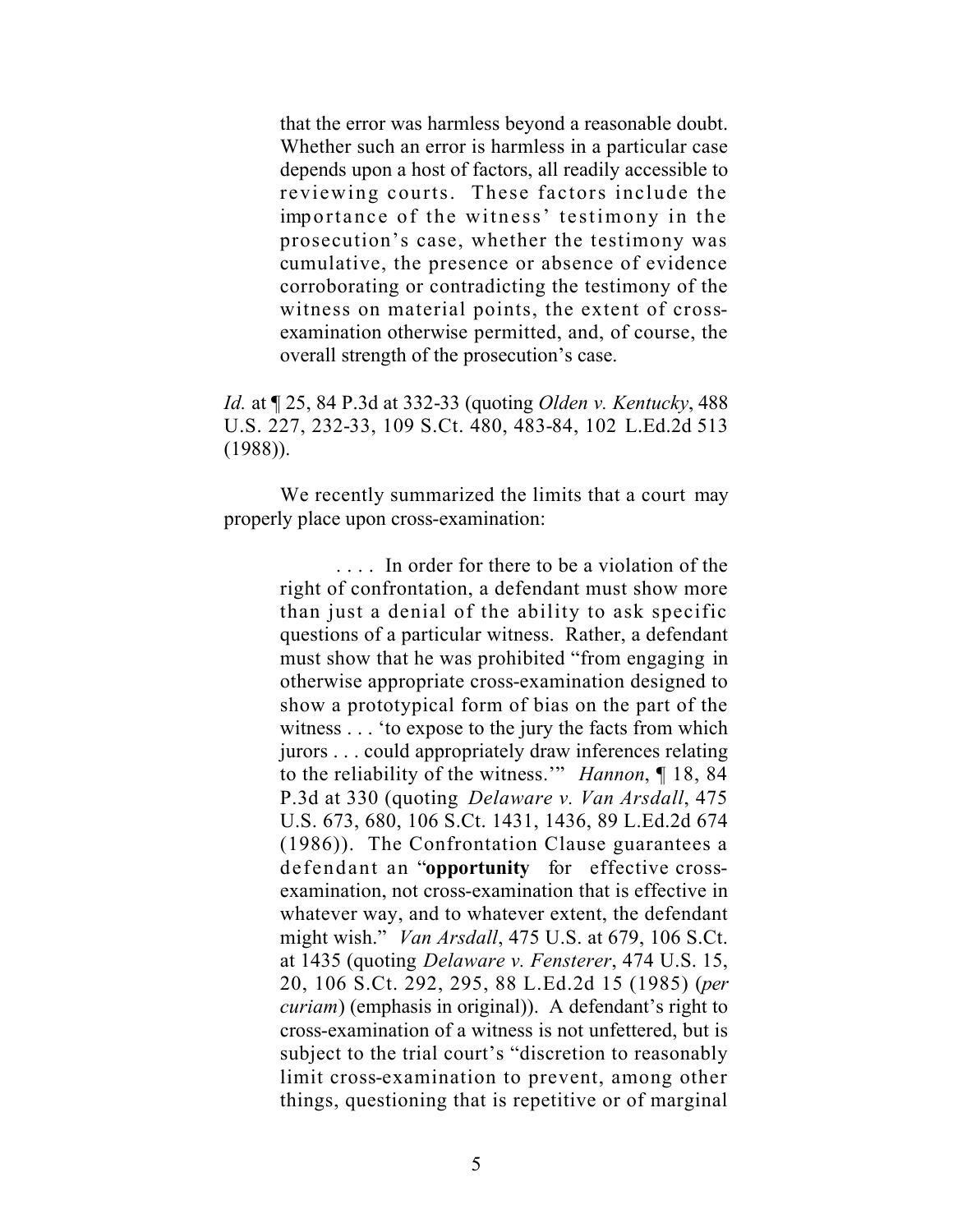> that the error was harmless beyond a reasonable doubt. Whether such an error is harmless in a particular case depends upon a host of factors, all readily accessible to reviewing courts. These factors include the importance of the witness' testimony in the prosecution's case, whether the testimony was cumulative, the presence or absence of evidence corroborating or contradicting the testimony of the witness on material points, the extent of cross-examination otherwise permitted, and, of course, the overall strength of the prosecution's case.

*Id.* at ¶ 25, 84 P.3d at 332-33 (quoting *Olden v. Kentucky*, 488 U.S. 227, 232-33, 109 S.Ct. 480, 483-84, 102 L.Ed.2d 513 (1988)).

We recently summarized the limits that a court may properly place upon cross-examination:

> . . . . In order for there to be a violation of the right of confrontation, a defendant must show more than just a denial of the ability to ask specific questions of a particular witness. Rather, a defendant must show that he was prohibited "from engaging in otherwise appropriate cross-examination designed to show a prototypical form of bias on the part of the witness . . . 'to expose to the jury the facts from which jurors . . . could appropriately draw inferences relating to the reliability of the witness.'" *Hannon*, ¶ 18, 84 P.3d at 330 (quoting *Delaware v. Van Arsdall*, 475 U.S. 673, 680, 106 S.Ct. 1431, 1436, 89 L.Ed.2d 674 (1986)). The Confrontation Clause guarantees a defendant an "**opportunity** for effective cross-examination, not cross-examination that is effective in whatever way, and to whatever extent, the defendant might wish." *Van Arsdall*, 475 U.S. at 679, 106 S.Ct. at 1435 (quoting *Delaware v. Fensterer*, 474 U.S. 15, 20, 106 S.Ct. 292, 295, 88 L.Ed.2d 15 (1985) (*per curiam*) (emphasis in original)). A defendant's right to cross-examination of a witness is not unfettered, but is subject to the trial court's "discretion to reasonably limit cross-examination to prevent, among other things, questioning that is repetitive or of marginal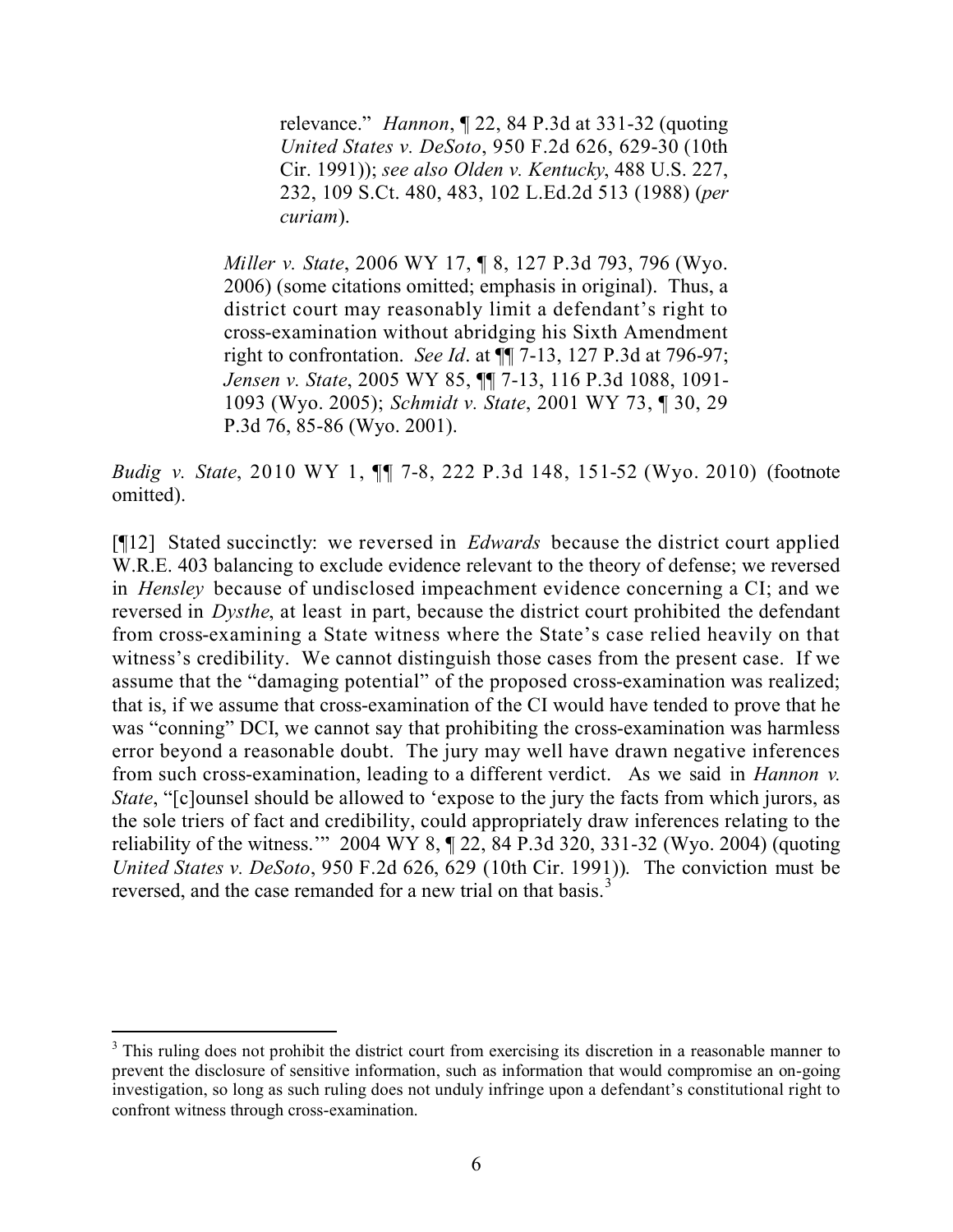> > relevance." *Hannon*, ¶ 22, 84 P.3d at 331-32 (quoting *United States v. DeSoto*, 950 F.2d 626, 629-30 (10th Cir. 1991)); *see also Olden v. Kentucky*, 488 U.S. 227, 232, 109 S.Ct. 480, 483, 102 L.Ed.2d 513 (1988) (*per curiam*).
>
> *Miller v. State*, 2006 WY 17, ¶ 8, 127 P.3d 793, 796 (Wyo. 2006) (some citations omitted; emphasis in original). Thus, a district court may reasonably limit a defendant's right to cross-examination without abridging his Sixth Amendment right to confrontation. *See Id*. at ¶¶ 7-13, 127 P.3d at 796-97; *Jensen v. State*, 2005 WY 85, ¶¶ 7-13, 116 P.3d 1088, 1091-1093 (Wyo. 2005); *Schmidt v. State*, 2001 WY 73, ¶ 30, 29 P.3d 76, 85-86 (Wyo. 2001).

*Budig v. State*, 2010 WY 1, ¶¶ 7-8, 222 P.3d 148, 151-52 (Wyo. 2010) (footnote omitted).

[¶12] Stated succinctly: we reversed in *Edwards* because the district court applied W.R.E. 403 balancing to exclude evidence relevant to the theory of defense; we reversed in *Hensley* because of undisclosed impeachment evidence concerning a CI; and we reversed in *Dysthe*, at least in part, because the district court prohibited the defendant from cross-examining a State witness where the State's case relied heavily on that witness's credibility. We cannot distinguish those cases from the present case. If we assume that the "damaging potential" of the proposed cross-examination was realized; that is, if we assume that cross-examination of the CI would have tended to prove that he was "conning" DCI, we cannot say that prohibiting the cross-examination was harmless error beyond a reasonable doubt. The jury may well have drawn negative inferences from such cross-examination, leading to a different verdict. As we said in *Hannon v. State*, "[c]ounsel should be allowed to 'expose to the jury the facts from which jurors, as the sole triers of fact and credibility, could appropriately draw inferences relating to the reliability of the witness.'" 2004 WY 8, ¶ 22, 84 P.3d 320, 331-32 (Wyo. 2004) (quoting *United States v. DeSoto*, 950 F.2d 626, 629 (10th Cir. 1991)). The conviction must be reversed, and the case remanded for a new trial on that basis.[3]

---

[3] This ruling does not prohibit the district court from exercising its discretion in a reasonable manner to prevent the disclosure of sensitive information, such as information that would compromise an on-going investigation, so long as such ruling does not unduly infringe upon a defendant's constitutional right to confront witness through cross-examination.